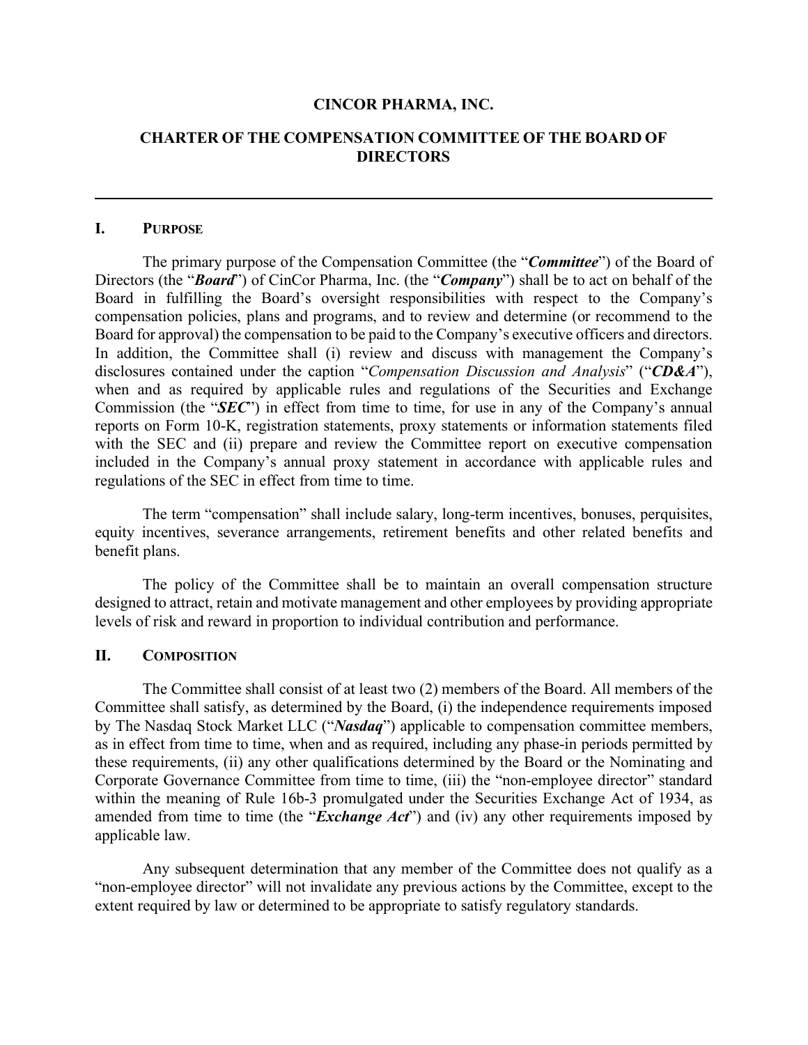**CINCOR PHARMA, INC.**

**CHARTER OF THE COMPENSATION COMMITTEE OF THE BOARD OF DIRECTORS**

---

## I. PURPOSE

The primary purpose of the Compensation Committee (the "***Committee***") of the Board of Directors (the "***Board***") of CinCor Pharma, Inc. (the "***Company***") shall be to act on behalf of the Board in fulfilling the Board's oversight responsibilities with respect to the Company's compensation policies, plans and programs, and to review and determine (or recommend to the Board for approval) the compensation to be paid to the Company's executive officers and directors. In addition, the Committee shall (i) review and discuss with management the Company's disclosures contained under the caption "*Compensation Discussion and Analysis*" ("***CD&A***"), when and as required by applicable rules and regulations of the Securities and Exchange Commission (the "***SEC***") in effect from time to time, for use in any of the Company's annual reports on Form 10-K, registration statements, proxy statements or information statements filed with the SEC and (ii) prepare and review the Committee report on executive compensation included in the Company's annual proxy statement in accordance with applicable rules and regulations of the SEC in effect from time to time.

The term "compensation" shall include salary, long-term incentives, bonuses, perquisites, equity incentives, severance arrangements, retirement benefits and other related benefits and benefit plans.

The policy of the Committee shall be to maintain an overall compensation structure designed to attract, retain and motivate management and other employees by providing appropriate levels of risk and reward in proportion to individual contribution and performance.

## II. COMPOSITION

The Committee shall consist of at least two (2) members of the Board. All members of the Committee shall satisfy, as determined by the Board, (i) the independence requirements imposed by The Nasdaq Stock Market LLC ("***Nasdaq***") applicable to compensation committee members, as in effect from time to time, when and as required, including any phase-in periods permitted by these requirements, (ii) any other qualifications determined by the Board or the Nominating and Corporate Governance Committee from time to time, (iii) the "non-employee director" standard within the meaning of Rule 16b-3 promulgated under the Securities Exchange Act of 1934, as amended from time to time (the "***Exchange Act***") and (iv) any other requirements imposed by applicable law.

Any subsequent determination that any member of the Committee does not qualify as a "non-employee director" will not invalidate any previous actions by the Committee, except to the extent required by law or determined to be appropriate to satisfy regulatory standards.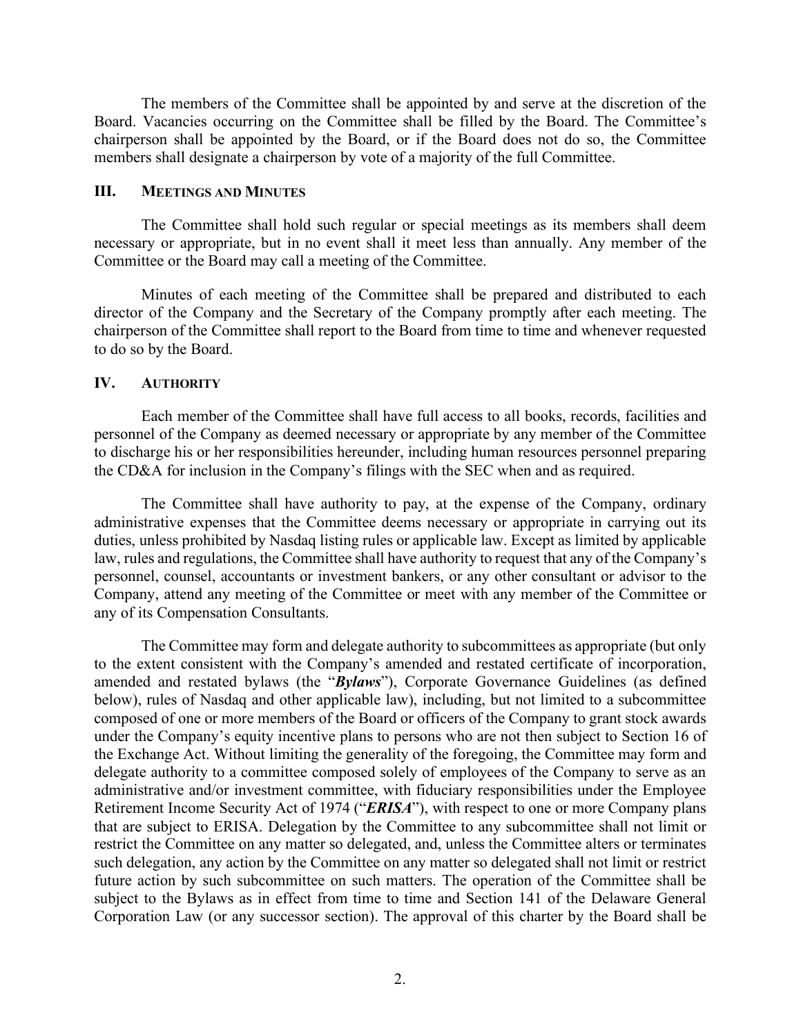The members of the Committee shall be appointed by and serve at the discretion of the Board. Vacancies occurring on the Committee shall be filled by the Board. The Committee's chairperson shall be appointed by the Board, or if the Board does not do so, the Committee members shall designate a chairperson by vote of a majority of the full Committee.

## III. Meetings and Minutes

The Committee shall hold such regular or special meetings as its members shall deem necessary or appropriate, but in no event shall it meet less than annually. Any member of the Committee or the Board may call a meeting of the Committee.

Minutes of each meeting of the Committee shall be prepared and distributed to each director of the Company and the Secretary of the Company promptly after each meeting. The chairperson of the Committee shall report to the Board from time to time and whenever requested to do so by the Board.

## IV. Authority

Each member of the Committee shall have full access to all books, records, facilities and personnel of the Company as deemed necessary or appropriate by any member of the Committee to discharge his or her responsibilities hereunder, including human resources personnel preparing the CD&A for inclusion in the Company's filings with the SEC when and as required.

The Committee shall have authority to pay, at the expense of the Company, ordinary administrative expenses that the Committee deems necessary or appropriate in carrying out its duties, unless prohibited by Nasdaq listing rules or applicable law. Except as limited by applicable law, rules and regulations, the Committee shall have authority to request that any of the Company's personnel, counsel, accountants or investment bankers, or any other consultant or advisor to the Company, attend any meeting of the Committee or meet with any member of the Committee or any of its Compensation Consultants.

The Committee may form and delegate authority to subcommittees as appropriate (but only to the extent consistent with the Company's amended and restated certificate of incorporation, amended and restated bylaws (the "***Bylaws***"), Corporate Governance Guidelines (as defined below), rules of Nasdaq and other applicable law), including, but not limited to a subcommittee composed of one or more members of the Board or officers of the Company to grant stock awards under the Company's equity incentive plans to persons who are not then subject to Section 16 of the Exchange Act. Without limiting the generality of the foregoing, the Committee may form and delegate authority to a committee composed solely of employees of the Company to serve as an administrative and/or investment committee, with fiduciary responsibilities under the Employee Retirement Income Security Act of 1974 ("***ERISA***"), with respect to one or more Company plans that are subject to ERISA. Delegation by the Committee to any subcommittee shall not limit or restrict the Committee on any matter so delegated, and, unless the Committee alters or terminates such delegation, any action by the Committee on any matter so delegated shall not limit or restrict future action by such subcommittee on such matters. The operation of the Committee shall be subject to the Bylaws as in effect from time to time and Section 141 of the Delaware General Corporation Law (or any successor section). The approval of this charter by the Board shall be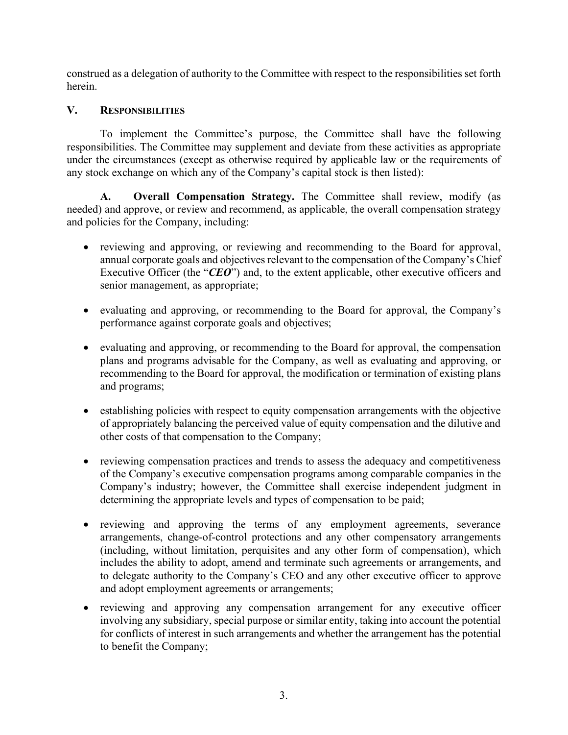construed as a delegation of authority to the Committee with respect to the responsibilities set forth herein.

## V. Responsibilities

To implement the Committee's purpose, the Committee shall have the following responsibilities. The Committee may supplement and deviate from these activities as appropriate under the circumstances (except as otherwise required by applicable law or the requirements of any stock exchange on which any of the Company's capital stock is then listed):

**A. Overall Compensation Strategy.** The Committee shall review, modify (as needed) and approve, or review and recommend, as applicable, the overall compensation strategy and policies for the Company, including:

- reviewing and approving, or reviewing and recommending to the Board for approval, annual corporate goals and objectives relevant to the compensation of the Company's Chief Executive Officer (the "***CEO***") and, to the extent applicable, other executive officers and senior management, as appropriate;
- evaluating and approving, or recommending to the Board for approval, the Company's performance against corporate goals and objectives;
- evaluating and approving, or recommending to the Board for approval, the compensation plans and programs advisable for the Company, as well as evaluating and approving, or recommending to the Board for approval, the modification or termination of existing plans and programs;
- establishing policies with respect to equity compensation arrangements with the objective of appropriately balancing the perceived value of equity compensation and the dilutive and other costs of that compensation to the Company;
- reviewing compensation practices and trends to assess the adequacy and competitiveness of the Company's executive compensation programs among comparable companies in the Company's industry; however, the Committee shall exercise independent judgment in determining the appropriate levels and types of compensation to be paid;
- reviewing and approving the terms of any employment agreements, severance arrangements, change-of-control protections and any other compensatory arrangements (including, without limitation, perquisites and any other form of compensation), which includes the ability to adopt, amend and terminate such agreements or arrangements, and to delegate authority to the Company's CEO and any other executive officer to approve and adopt employment agreements or arrangements;
- reviewing and approving any compensation arrangement for any executive officer involving any subsidiary, special purpose or similar entity, taking into account the potential for conflicts of interest in such arrangements and whether the arrangement has the potential to benefit the Company;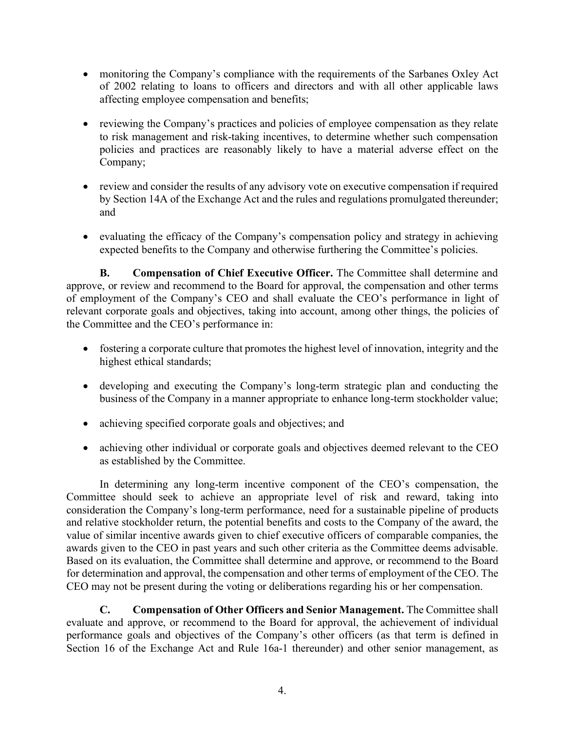- monitoring the Company's compliance with the requirements of the Sarbanes Oxley Act of 2002 relating to loans to officers and directors and with all other applicable laws affecting employee compensation and benefits;

- reviewing the Company's practices and policies of employee compensation as they relate to risk management and risk-taking incentives, to determine whether such compensation policies and practices are reasonably likely to have a material adverse effect on the Company;

- review and consider the results of any advisory vote on executive compensation if required by Section 14A of the Exchange Act and the rules and regulations promulgated thereunder; and

- evaluating the efficacy of the Company's compensation policy and strategy in achieving expected benefits to the Company and otherwise furthering the Committee's policies.

**B. Compensation of Chief Executive Officer.** The Committee shall determine and approve, or review and recommend to the Board for approval, the compensation and other terms of employment of the Company's CEO and shall evaluate the CEO's performance in light of relevant corporate goals and objectives, taking into account, among other things, the policies of the Committee and the CEO's performance in:

- fostering a corporate culture that promotes the highest level of innovation, integrity and the highest ethical standards;

- developing and executing the Company's long-term strategic plan and conducting the business of the Company in a manner appropriate to enhance long-term stockholder value;

- achieving specified corporate goals and objectives; and

- achieving other individual or corporate goals and objectives deemed relevant to the CEO as established by the Committee.

In determining any long-term incentive component of the CEO's compensation, the Committee should seek to achieve an appropriate level of risk and reward, taking into consideration the Company's long-term performance, need for a sustainable pipeline of products and relative stockholder return, the potential benefits and costs to the Company of the award, the value of similar incentive awards given to chief executive officers of comparable companies, the awards given to the CEO in past years and such other criteria as the Committee deems advisable. Based on its evaluation, the Committee shall determine and approve, or recommend to the Board for determination and approval, the compensation and other terms of employment of the CEO. The CEO may not be present during the voting or deliberations regarding his or her compensation.

**C. Compensation of Other Officers and Senior Management.** The Committee shall evaluate and approve, or recommend to the Board for approval, the achievement of individual performance goals and objectives of the Company's other officers (as that term is defined in Section 16 of the Exchange Act and Rule 16a-1 thereunder) and other senior management, as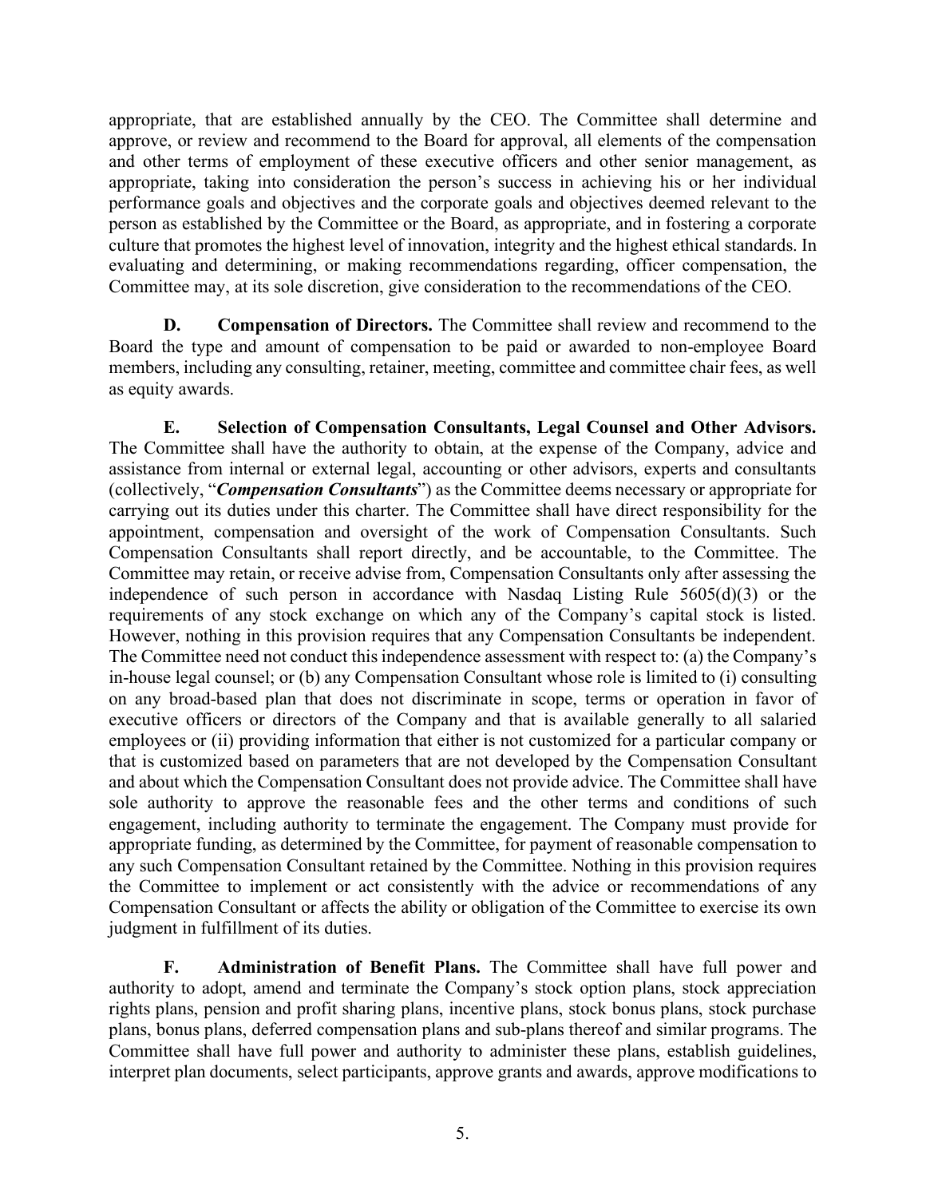appropriate, that are established annually by the CEO. The Committee shall determine and approve, or review and recommend to the Board for approval, all elements of the compensation and other terms of employment of these executive officers and other senior management, as appropriate, taking into consideration the person's success in achieving his or her individual performance goals and objectives and the corporate goals and objectives deemed relevant to the person as established by the Committee or the Board, as appropriate, and in fostering a corporate culture that promotes the highest level of innovation, integrity and the highest ethical standards. In evaluating and determining, or making recommendations regarding, officer compensation, the Committee may, at its sole discretion, give consideration to the recommendations of the CEO.

**D. Compensation of Directors.** The Committee shall review and recommend to the Board the type and amount of compensation to be paid or awarded to non-employee Board members, including any consulting, retainer, meeting, committee and committee chair fees, as well as equity awards.

**E. Selection of Compensation Consultants, Legal Counsel and Other Advisors.** The Committee shall have the authority to obtain, at the expense of the Company, advice and assistance from internal or external legal, accounting or other advisors, experts and consultants (collectively, "***Compensation Consultants***") as the Committee deems necessary or appropriate for carrying out its duties under this charter. The Committee shall have direct responsibility for the appointment, compensation and oversight of the work of Compensation Consultants. Such Compensation Consultants shall report directly, and be accountable, to the Committee. The Committee may retain, or receive advise from, Compensation Consultants only after assessing the independence of such person in accordance with Nasdaq Listing Rule 5605(d)(3) or the requirements of any stock exchange on which any of the Company's capital stock is listed. However, nothing in this provision requires that any Compensation Consultants be independent. The Committee need not conduct this independence assessment with respect to: (a) the Company's in-house legal counsel; or (b) any Compensation Consultant whose role is limited to (i) consulting on any broad-based plan that does not discriminate in scope, terms or operation in favor of executive officers or directors of the Company and that is available generally to all salaried employees or (ii) providing information that either is not customized for a particular company or that is customized based on parameters that are not developed by the Compensation Consultant and about which the Compensation Consultant does not provide advice. The Committee shall have sole authority to approve the reasonable fees and the other terms and conditions of such engagement, including authority to terminate the engagement. The Company must provide for appropriate funding, as determined by the Committee, for payment of reasonable compensation to any such Compensation Consultant retained by the Committee. Nothing in this provision requires the Committee to implement or act consistently with the advice or recommendations of any Compensation Consultant or affects the ability or obligation of the Committee to exercise its own judgment in fulfillment of its duties.

**F. Administration of Benefit Plans.** The Committee shall have full power and authority to adopt, amend and terminate the Company's stock option plans, stock appreciation rights plans, pension and profit sharing plans, incentive plans, stock bonus plans, stock purchase plans, bonus plans, deferred compensation plans and sub-plans thereof and similar programs. The Committee shall have full power and authority to administer these plans, establish guidelines, interpret plan documents, select participants, approve grants and awards, approve modifications to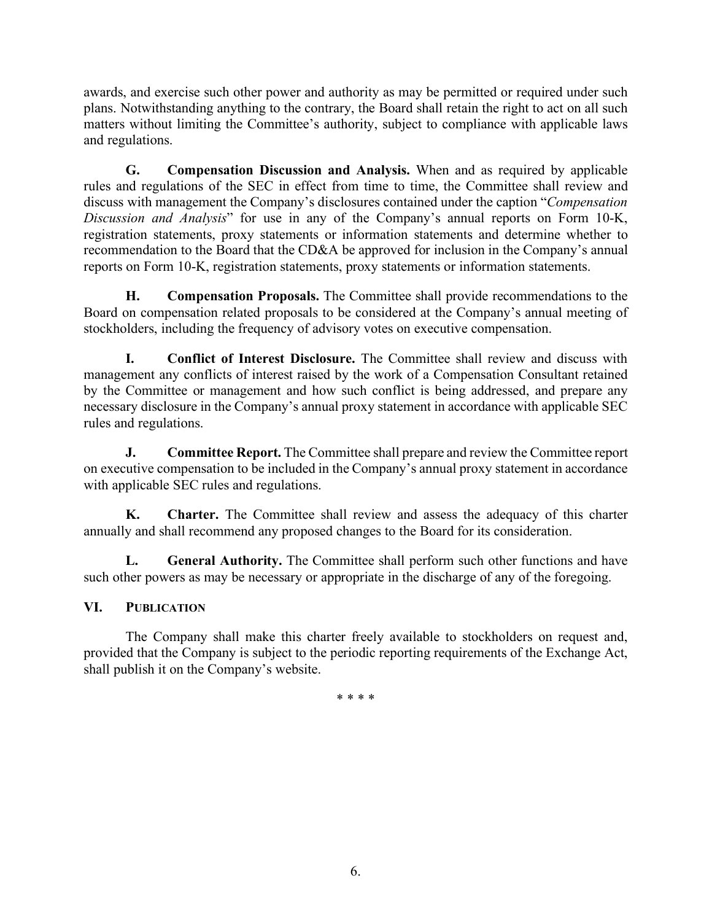awards, and exercise such other power and authority as may be permitted or required under such plans. Notwithstanding anything to the contrary, the Board shall retain the right to act on all such matters without limiting the Committee's authority, subject to compliance with applicable laws and regulations.

**G. Compensation Discussion and Analysis.** When and as required by applicable rules and regulations of the SEC in effect from time to time, the Committee shall review and discuss with management the Company's disclosures contained under the caption "*Compensation Discussion and Analysis*" for use in any of the Company's annual reports on Form 10-K, registration statements, proxy statements or information statements and determine whether to recommendation to the Board that the CD&A be approved for inclusion in the Company's annual reports on Form 10-K, registration statements, proxy statements or information statements.

**H. Compensation Proposals.** The Committee shall provide recommendations to the Board on compensation related proposals to be considered at the Company's annual meeting of stockholders, including the frequency of advisory votes on executive compensation.

**I. Conflict of Interest Disclosure.** The Committee shall review and discuss with management any conflicts of interest raised by the work of a Compensation Consultant retained by the Committee or management and how such conflict is being addressed, and prepare any necessary disclosure in the Company's annual proxy statement in accordance with applicable SEC rules and regulations.

**J. Committee Report.** The Committee shall prepare and review the Committee report on executive compensation to be included in the Company's annual proxy statement in accordance with applicable SEC rules and regulations.

**K. Charter.** The Committee shall review and assess the adequacy of this charter annually and shall recommend any proposed changes to the Board for its consideration.

**L. General Authority.** The Committee shall perform such other functions and have such other powers as may be necessary or appropriate in the discharge of any of the foregoing.

## VI. PUBLICATION

The Company shall make this charter freely available to stockholders on request and, provided that the Company is subject to the periodic reporting requirements of the Exchange Act, shall publish it on the Company's website.

\* \* \* \*